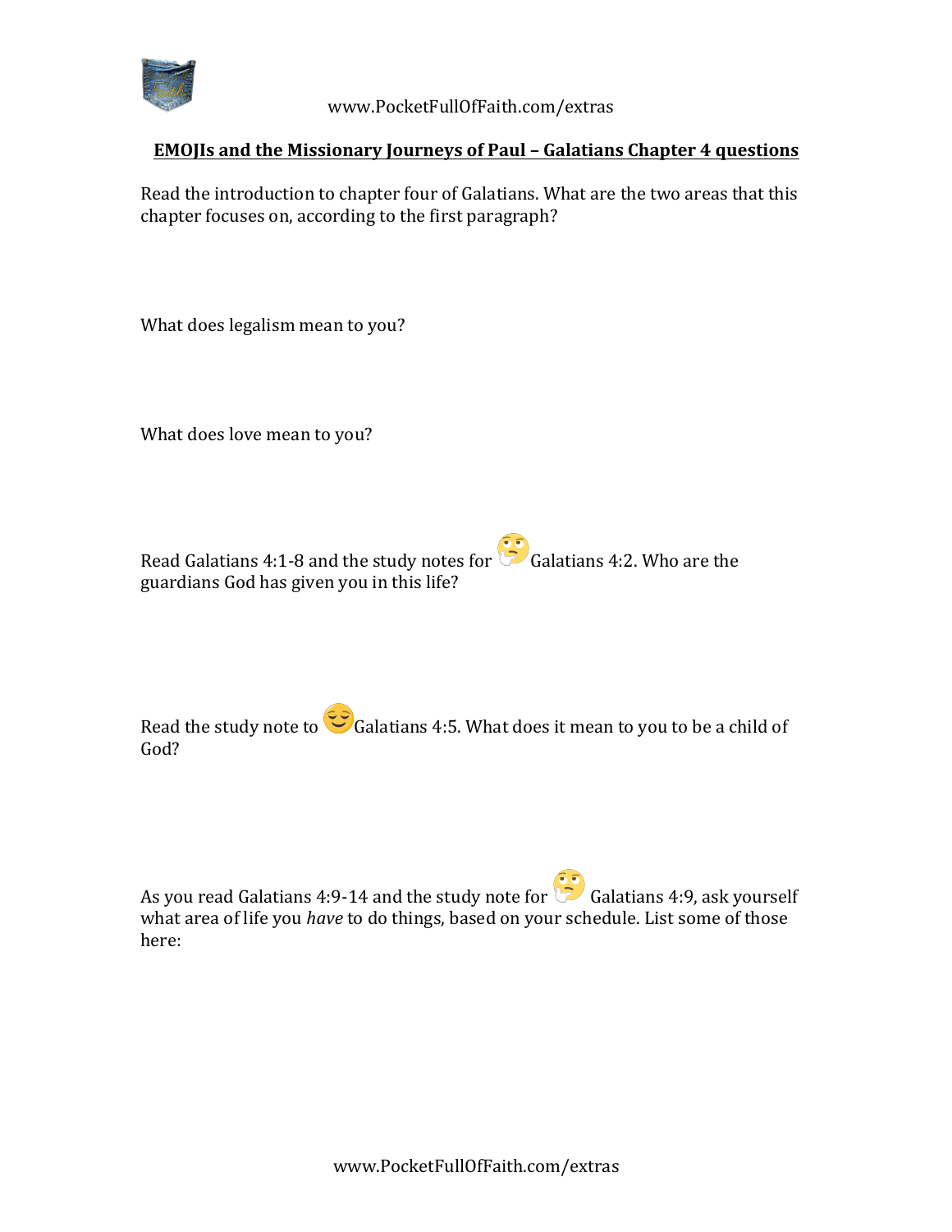## EMOJIs and the Missionary Journeys of Paul – Galatians Chapter 4 questions

Read the introduction to chapter four of Galatians. What are the two areas that this chapter focuses on, according to the first paragraph?

What does legalism mean to you?

What does love mean to you?

Read Galatians 4:1-8 and the study notes for 🤔 Galatians 4:2. Who are the guardians God has given you in this life?

Read the study note to 😌 Galatians 4:5. What does it mean to you to be a child of God?

As you read Galatians 4:9-14 and the study note for 🤔 Galatians 4:9, ask yourself what area of life you *have* to do things, based on your schedule. List some of those here: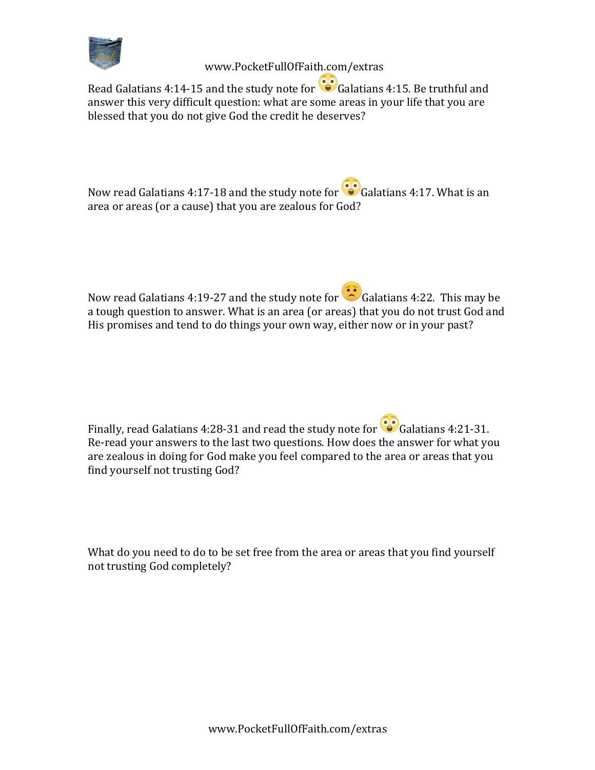Read Galatians 4:14-15 and the study note for 😳 Galatians 4:15. Be truthful and answer this very difficult question: what are some areas in your life that you are blessed that you do not give God the credit he deserves?

Now read Galatians 4:17-18 and the study note for 😳 Galatians 4:17. What is an area or areas (or a cause) that you are zealous for God?

Now read Galatians 4:19-27 and the study note for 😟 Galatians 4:22. This may be a tough question to answer. What is an area (or areas) that you do not trust God and His promises and tend to do things your own way, either now or in your past?

Finally, read Galatians 4:28-31 and read the study note for 😳 Galatians 4:21-31. Re-read your answers to the last two questions. How does the answer for what you are zealous in doing for God make you feel compared to the area or areas that you find yourself not trusting God?

What do you need to do to be set free from the area or areas that you find yourself not trusting God completely?